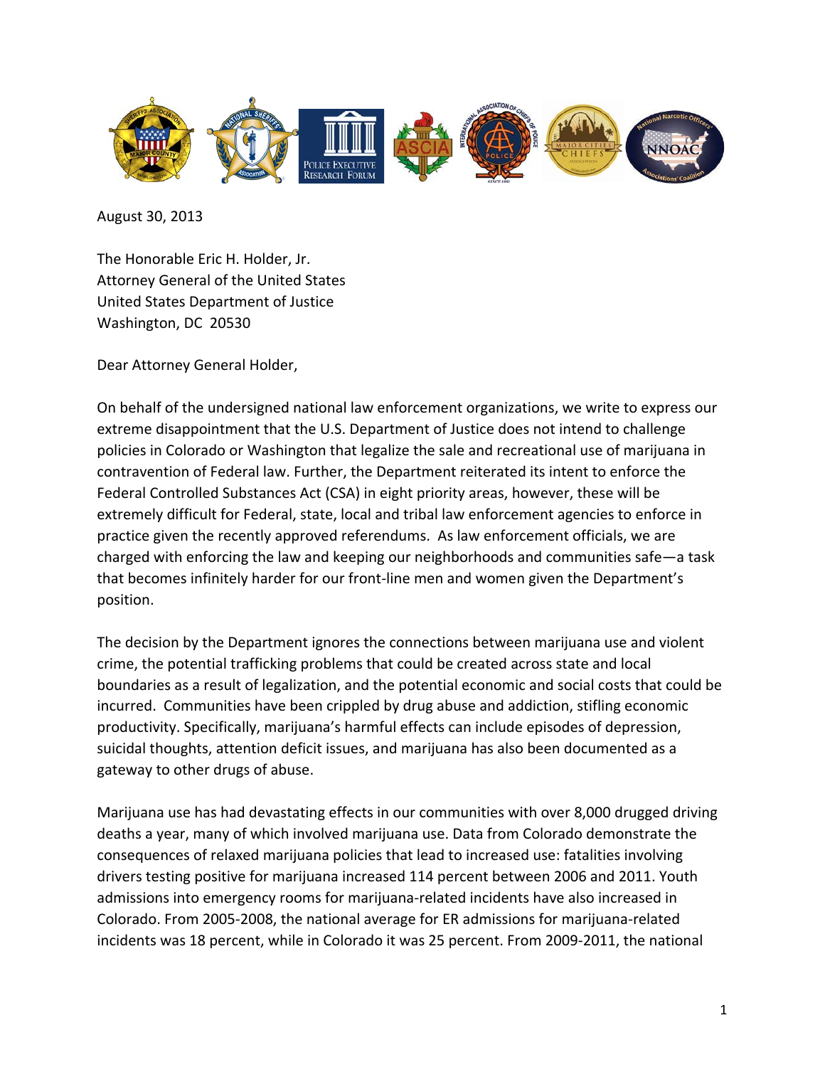August 30, 2013

The Honorable Eric H. Holder, Jr.
Attorney General of the United States
United States Department of Justice
Washington, DC 20530

Dear Attorney General Holder,

On behalf of the undersigned national law enforcement organizations, we write to express our extreme disappointment that the U.S. Department of Justice does not intend to challenge policies in Colorado or Washington that legalize the sale and recreational use of marijuana in contravention of Federal law. Further, the Department reiterated its intent to enforce the Federal Controlled Substances Act (CSA) in eight priority areas, however, these will be extremely difficult for Federal, state, local and tribal law enforcement agencies to enforce in practice given the recently approved referendums. As law enforcement officials, we are charged with enforcing the law and keeping our neighborhoods and communities safe—a task that becomes infinitely harder for our front-line men and women given the Department's position.

The decision by the Department ignores the connections between marijuana use and violent crime, the potential trafficking problems that could be created across state and local boundaries as a result of legalization, and the potential economic and social costs that could be incurred. Communities have been crippled by drug abuse and addiction, stifling economic productivity. Specifically, marijuana's harmful effects can include episodes of depression, suicidal thoughts, attention deficit issues, and marijuana has also been documented as a gateway to other drugs of abuse.

Marijuana use has had devastating effects in our communities with over 8,000 drugged driving deaths a year, many of which involved marijuana use. Data from Colorado demonstrate the consequences of relaxed marijuana policies that lead to increased use: fatalities involving drivers testing positive for marijuana increased 114 percent between 2006 and 2011. Youth admissions into emergency rooms for marijuana-related incidents have also increased in Colorado. From 2005-2008, the national average for ER admissions for marijuana-related incidents was 18 percent, while in Colorado it was 25 percent. From 2009-2011, the national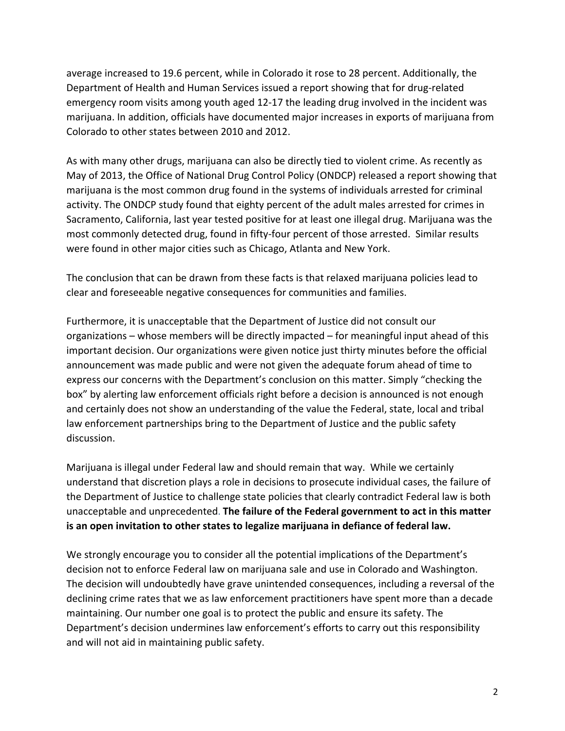average increased to 19.6 percent, while in Colorado it rose to 28 percent. Additionally, the Department of Health and Human Services issued a report showing that for drug-related emergency room visits among youth aged 12-17 the leading drug involved in the incident was marijuana. In addition, officials have documented major increases in exports of marijuana from Colorado to other states between 2010 and 2012.

As with many other drugs, marijuana can also be directly tied to violent crime. As recently as May of 2013, the Office of National Drug Control Policy (ONDCP) released a report showing that marijuana is the most common drug found in the systems of individuals arrested for criminal activity. The ONDCP study found that eighty percent of the adult males arrested for crimes in Sacramento, California, last year tested positive for at least one illegal drug. Marijuana was the most commonly detected drug, found in fifty-four percent of those arrested. Similar results were found in other major cities such as Chicago, Atlanta and New York.

The conclusion that can be drawn from these facts is that relaxed marijuana policies lead to clear and foreseeable negative consequences for communities and families.

Furthermore, it is unacceptable that the Department of Justice did not consult our organizations – whose members will be directly impacted – for meaningful input ahead of this important decision. Our organizations were given notice just thirty minutes before the official announcement was made public and were not given the adequate forum ahead of time to express our concerns with the Department's conclusion on this matter. Simply "checking the box" by alerting law enforcement officials right before a decision is announced is not enough and certainly does not show an understanding of the value the Federal, state, local and tribal law enforcement partnerships bring to the Department of Justice and the public safety discussion.

Marijuana is illegal under Federal law and should remain that way. While we certainly understand that discretion plays a role in decisions to prosecute individual cases, the failure of the Department of Justice to challenge state policies that clearly contradict Federal law is both unacceptable and unprecedented. **The failure of the Federal government to act in this matter is an open invitation to other states to legalize marijuana in defiance of federal law.**

We strongly encourage you to consider all the potential implications of the Department's decision not to enforce Federal law on marijuana sale and use in Colorado and Washington. The decision will undoubtedly have grave unintended consequences, including a reversal of the declining crime rates that we as law enforcement practitioners have spent more than a decade maintaining. Our number one goal is to protect the public and ensure its safety. The Department's decision undermines law enforcement's efforts to carry out this responsibility and will not aid in maintaining public safety.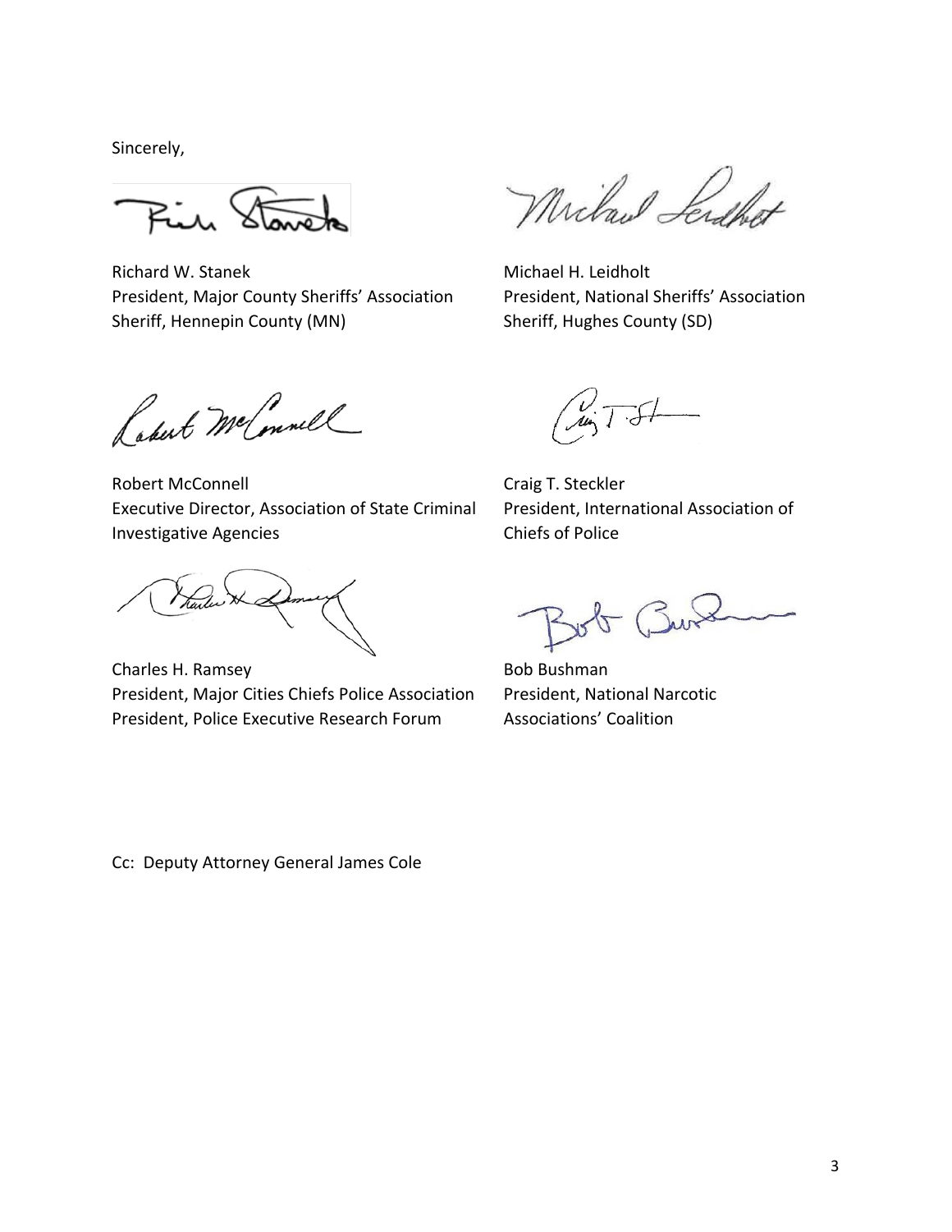Sincerely,

Richard W. Stanek
President, Major County Sheriffs' Association
Sheriff, Hennepin County (MN)

Michael H. Leidholt
President, National Sheriffs' Association
Sheriff, Hughes County (SD)

Robert McConnell
Executive Director, Association of State Criminal Investigative Agencies

Craig T. Steckler
President, International Association of Chiefs of Police

Charles H. Ramsey
President, Major Cities Chiefs Police Association
President, Police Executive Research Forum

Bob Bushman
President, National Narcotic Associations' Coalition

Cc: Deputy Attorney General James Cole